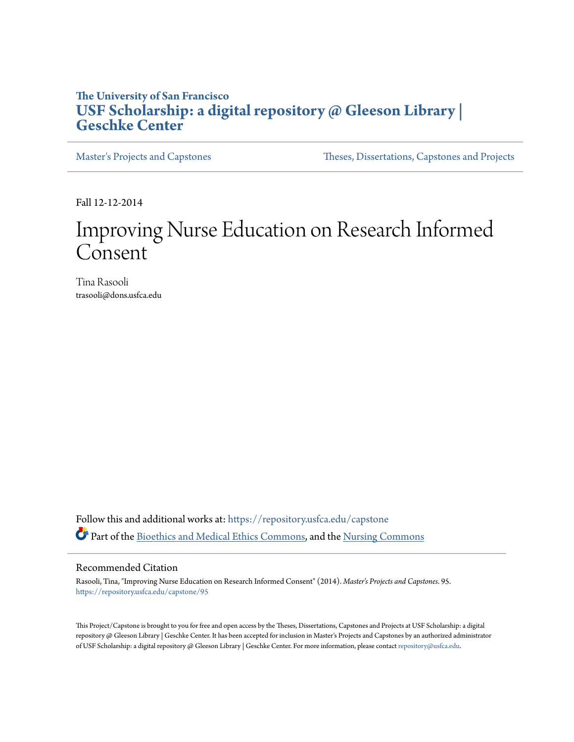The University of San Francisco

**USF Scholarship: a digital repository @ Gleeson Library | Geschke Center**

Master's Projects and Capstones | Theses, Dissertations, Capstones and Projects

Fall 12-12-2014

# Improving Nurse Education on Research Informed Consent

Tina Rasooli
trasooli@dons.usfca.edu

Follow this and additional works at: https://repository.usfca.edu/capstone

Part of the Bioethics and Medical Ethics Commons, and the Nursing Commons

## Recommended Citation

Rasooli, Tina, "Improving Nurse Education on Research Informed Consent" (2014). *Master's Projects and Capstones*. 95.
https://repository.usfca.edu/capstone/95

This Project/Capstone is brought to you for free and open access by the Theses, Dissertations, Capstones and Projects at USF Scholarship: a digital repository @ Gleeson Library | Geschke Center. It has been accepted for inclusion in Master's Projects and Capstones by an authorized administrator of USF Scholarship: a digital repository @ Gleeson Library | Geschke Center. For more information, please contact repository@usfca.edu.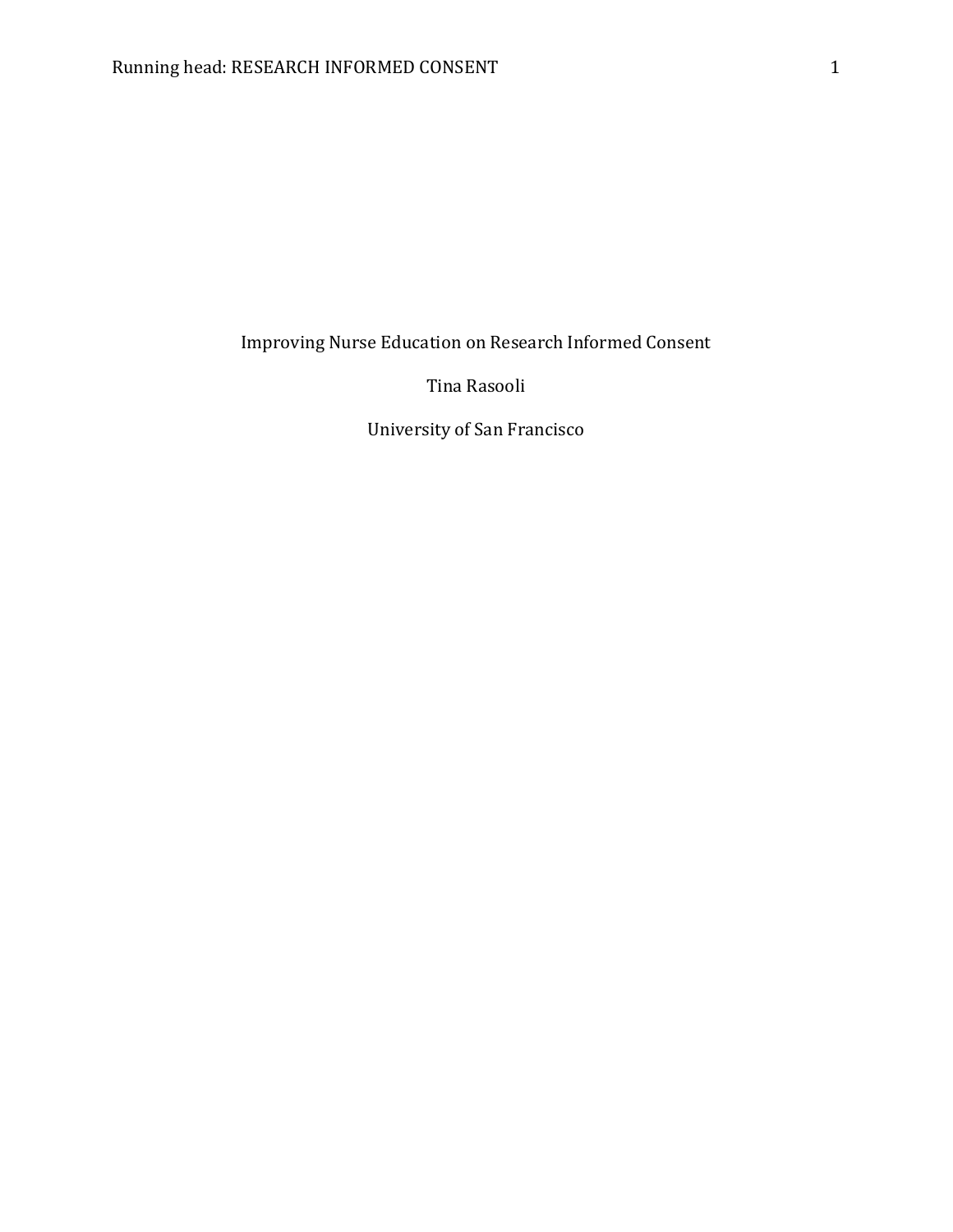# Improving Nurse Education on Research Informed Consent

Tina Rasooli

University of San Francisco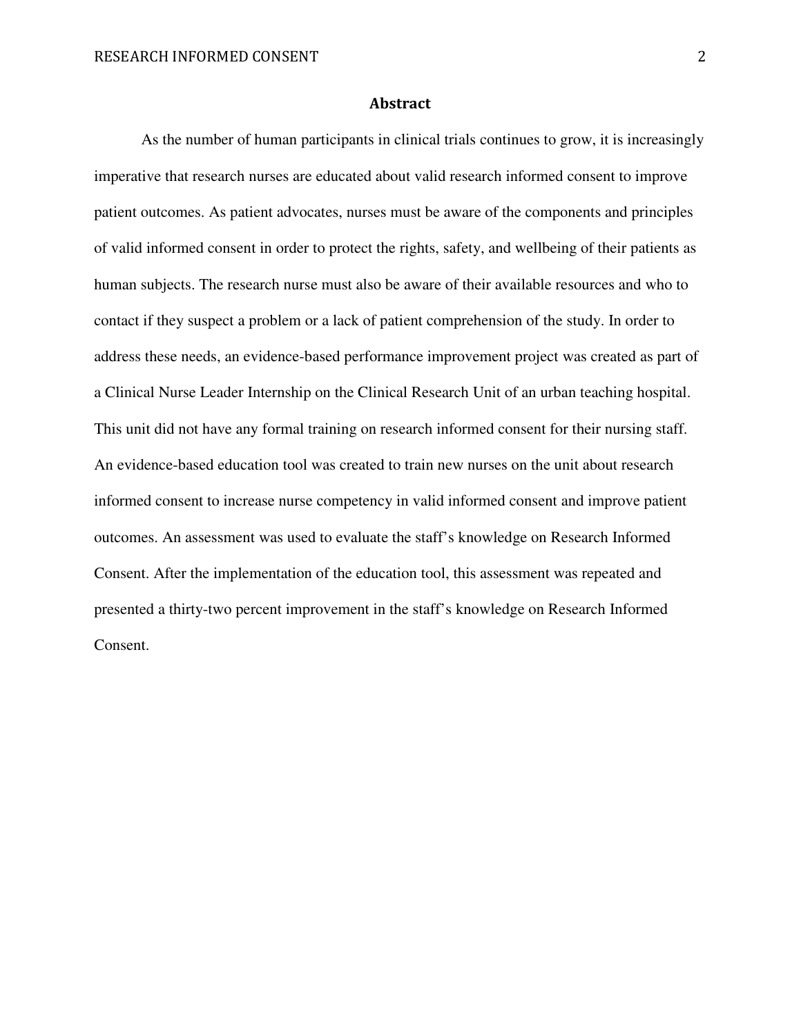## Abstract

As the number of human participants in clinical trials continues to grow, it is increasingly imperative that research nurses are educated about valid research informed consent to improve patient outcomes. As patient advocates, nurses must be aware of the components and principles of valid informed consent in order to protect the rights, safety, and wellbeing of their patients as human subjects. The research nurse must also be aware of their available resources and who to contact if they suspect a problem or a lack of patient comprehension of the study. In order to address these needs, an evidence-based performance improvement project was created as part of a Clinical Nurse Leader Internship on the Clinical Research Unit of an urban teaching hospital. This unit did not have any formal training on research informed consent for their nursing staff. An evidence-based education tool was created to train new nurses on the unit about research informed consent to increase nurse competency in valid informed consent and improve patient outcomes. An assessment was used to evaluate the staff's knowledge on Research Informed Consent. After the implementation of the education tool, this assessment was repeated and presented a thirty-two percent improvement in the staff's knowledge on Research Informed Consent.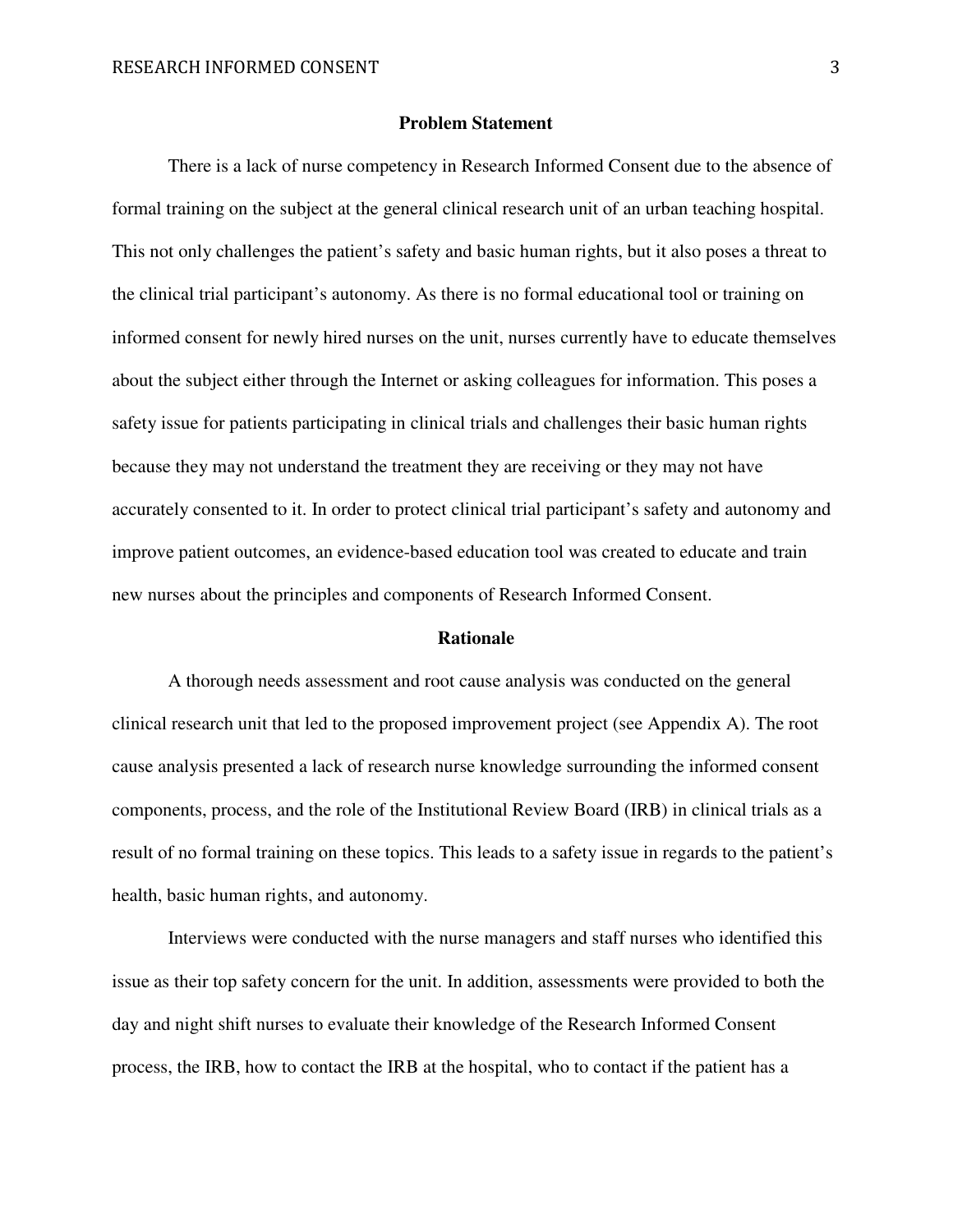## Problem Statement

There is a lack of nurse competency in Research Informed Consent due to the absence of formal training on the subject at the general clinical research unit of an urban teaching hospital. This not only challenges the patient's safety and basic human rights, but it also poses a threat to the clinical trial participant's autonomy. As there is no formal educational tool or training on informed consent for newly hired nurses on the unit, nurses currently have to educate themselves about the subject either through the Internet or asking colleagues for information. This poses a safety issue for patients participating in clinical trials and challenges their basic human rights because they may not understand the treatment they are receiving or they may not have accurately consented to it. In order to protect clinical trial participant's safety and autonomy and improve patient outcomes, an evidence-based education tool was created to educate and train new nurses about the principles and components of Research Informed Consent.

## Rationale

A thorough needs assessment and root cause analysis was conducted on the general clinical research unit that led to the proposed improvement project (see Appendix A). The root cause analysis presented a lack of research nurse knowledge surrounding the informed consent components, process, and the role of the Institutional Review Board (IRB) in clinical trials as a result of no formal training on these topics. This leads to a safety issue in regards to the patient's health, basic human rights, and autonomy.

Interviews were conducted with the nurse managers and staff nurses who identified this issue as their top safety concern for the unit. In addition, assessments were provided to both the day and night shift nurses to evaluate their knowledge of the Research Informed Consent process, the IRB, how to contact the IRB at the hospital, who to contact if the patient has a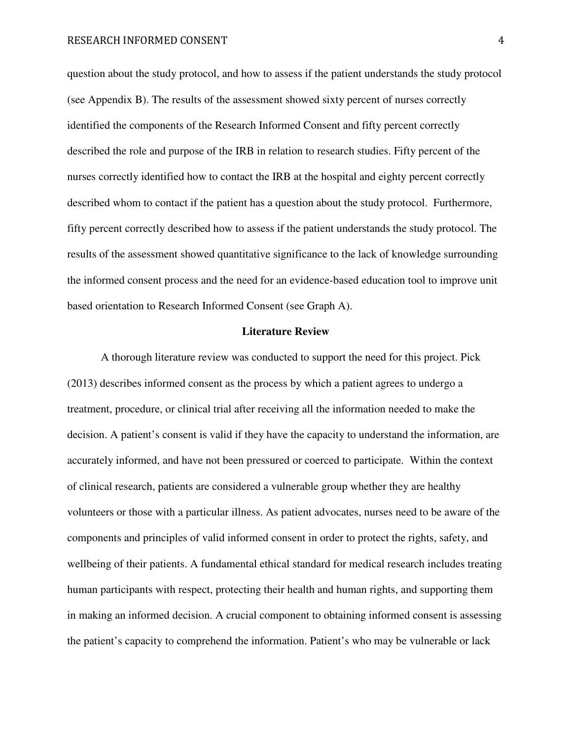question about the study protocol, and how to assess if the patient understands the study protocol (see Appendix B). The results of the assessment showed sixty percent of nurses correctly identified the components of the Research Informed Consent and fifty percent correctly described the role and purpose of the IRB in relation to research studies. Fifty percent of the nurses correctly identified how to contact the IRB at the hospital and eighty percent correctly described whom to contact if the patient has a question about the study protocol. Furthermore, fifty percent correctly described how to assess if the patient understands the study protocol. The results of the assessment showed quantitative significance to the lack of knowledge surrounding the informed consent process and the need for an evidence-based education tool to improve unit based orientation to Research Informed Consent (see Graph A).

## Literature Review

A thorough literature review was conducted to support the need for this project. Pick (2013) describes informed consent as the process by which a patient agrees to undergo a treatment, procedure, or clinical trial after receiving all the information needed to make the decision. A patient's consent is valid if they have the capacity to understand the information, are accurately informed, and have not been pressured or coerced to participate. Within the context of clinical research, patients are considered a vulnerable group whether they are healthy volunteers or those with a particular illness. As patient advocates, nurses need to be aware of the components and principles of valid informed consent in order to protect the rights, safety, and wellbeing of their patients. A fundamental ethical standard for medical research includes treating human participants with respect, protecting their health and human rights, and supporting them in making an informed decision. A crucial component to obtaining informed consent is assessing the patient's capacity to comprehend the information. Patient's who may be vulnerable or lack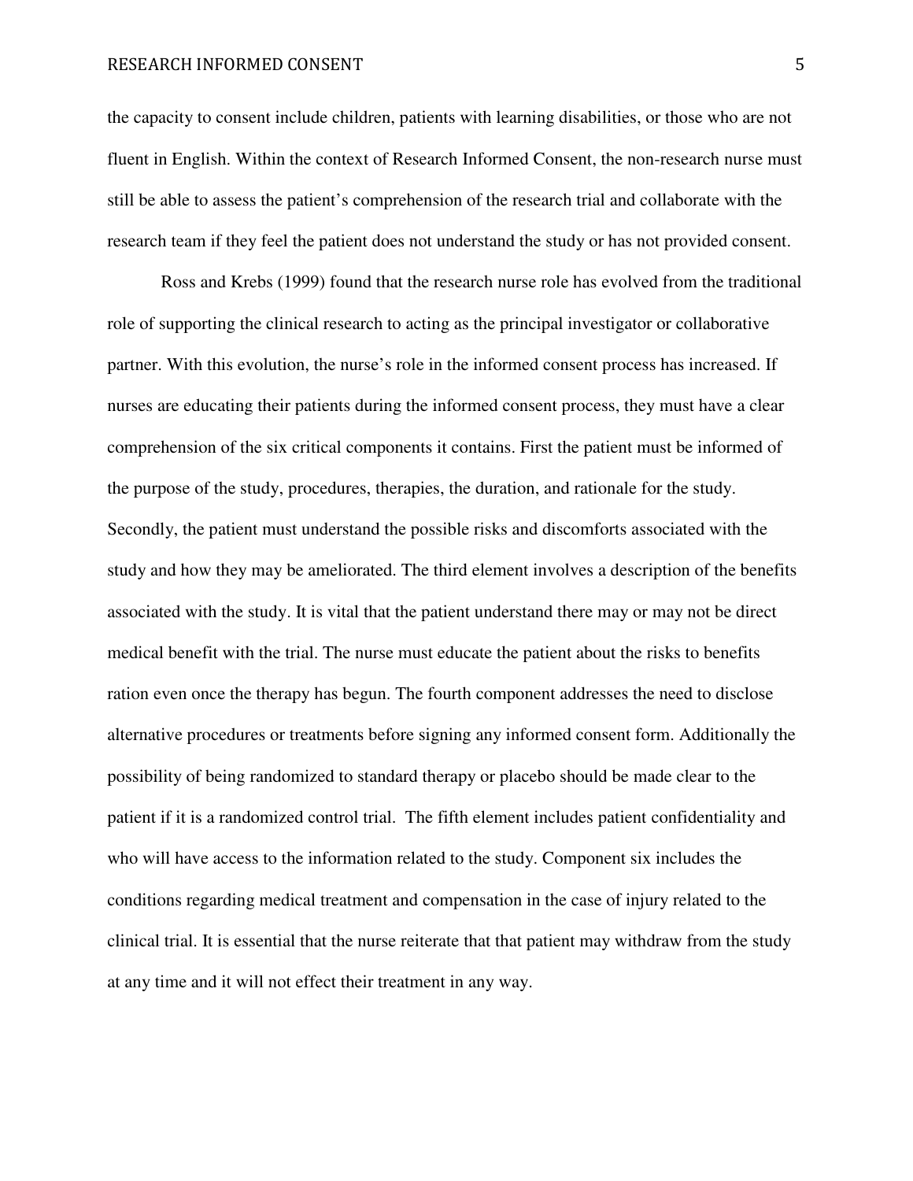the capacity to consent include children, patients with learning disabilities, or those who are not fluent in English. Within the context of Research Informed Consent, the non-research nurse must still be able to assess the patient's comprehension of the research trial and collaborate with the research team if they feel the patient does not understand the study or has not provided consent.

Ross and Krebs (1999) found that the research nurse role has evolved from the traditional role of supporting the clinical research to acting as the principal investigator or collaborative partner. With this evolution, the nurse's role in the informed consent process has increased. If nurses are educating their patients during the informed consent process, they must have a clear comprehension of the six critical components it contains. First the patient must be informed of the purpose of the study, procedures, therapies, the duration, and rationale for the study. Secondly, the patient must understand the possible risks and discomforts associated with the study and how they may be ameliorated. The third element involves a description of the benefits associated with the study. It is vital that the patient understand there may or may not be direct medical benefit with the trial. The nurse must educate the patient about the risks to benefits ration even once the therapy has begun. The fourth component addresses the need to disclose alternative procedures or treatments before signing any informed consent form. Additionally the possibility of being randomized to standard therapy or placebo should be made clear to the patient if it is a randomized control trial. The fifth element includes patient confidentiality and who will have access to the information related to the study. Component six includes the conditions regarding medical treatment and compensation in the case of injury related to the clinical trial. It is essential that the nurse reiterate that that patient may withdraw from the study at any time and it will not effect their treatment in any way.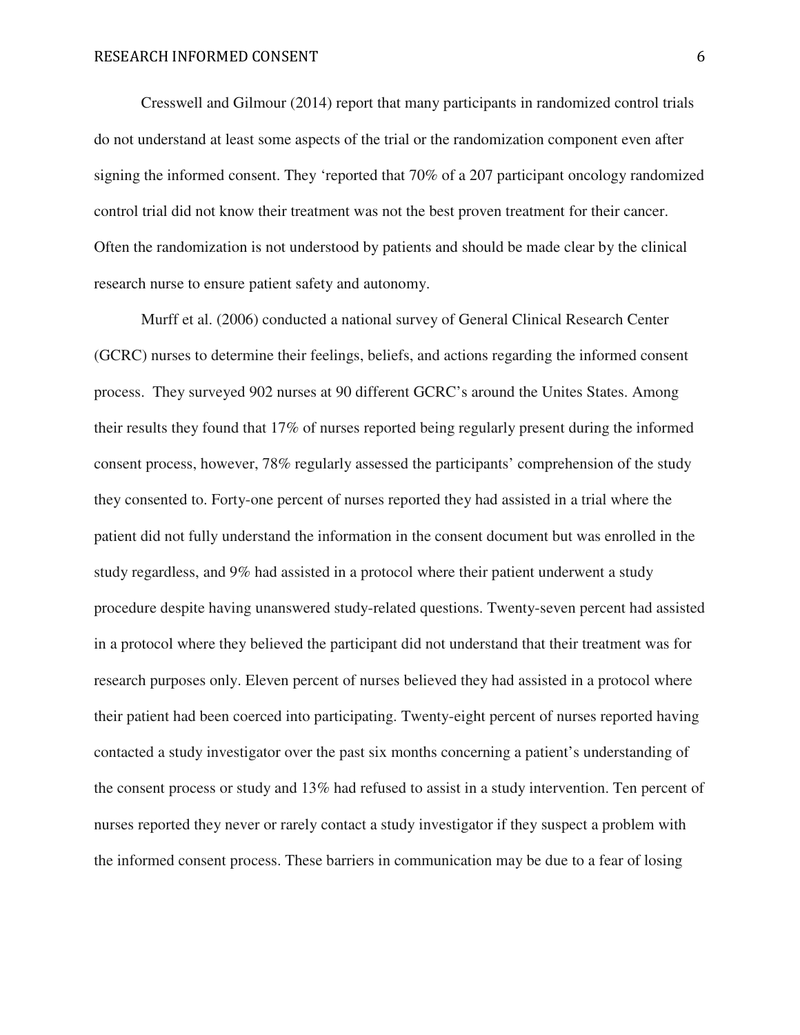Cresswell and Gilmour (2014) report that many participants in randomized control trials do not understand at least some aspects of the trial or the randomization component even after signing the informed consent. They 'reported that 70% of a 207 participant oncology randomized control trial did not know their treatment was not the best proven treatment for their cancer. Often the randomization is not understood by patients and should be made clear by the clinical research nurse to ensure patient safety and autonomy.

Murff et al. (2006) conducted a national survey of General Clinical Research Center (GCRC) nurses to determine their feelings, beliefs, and actions regarding the informed consent process. They surveyed 902 nurses at 90 different GCRC's around the Unites States. Among their results they found that 17% of nurses reported being regularly present during the informed consent process, however, 78% regularly assessed the participants' comprehension of the study they consented to. Forty-one percent of nurses reported they had assisted in a trial where the patient did not fully understand the information in the consent document but was enrolled in the study regardless, and 9% had assisted in a protocol where their patient underwent a study procedure despite having unanswered study-related questions. Twenty-seven percent had assisted in a protocol where they believed the participant did not understand that their treatment was for research purposes only. Eleven percent of nurses believed they had assisted in a protocol where their patient had been coerced into participating. Twenty-eight percent of nurses reported having contacted a study investigator over the past six months concerning a patient's understanding of the consent process or study and 13% had refused to assist in a study intervention. Ten percent of nurses reported they never or rarely contact a study investigator if they suspect a problem with the informed consent process. These barriers in communication may be due to a fear of losing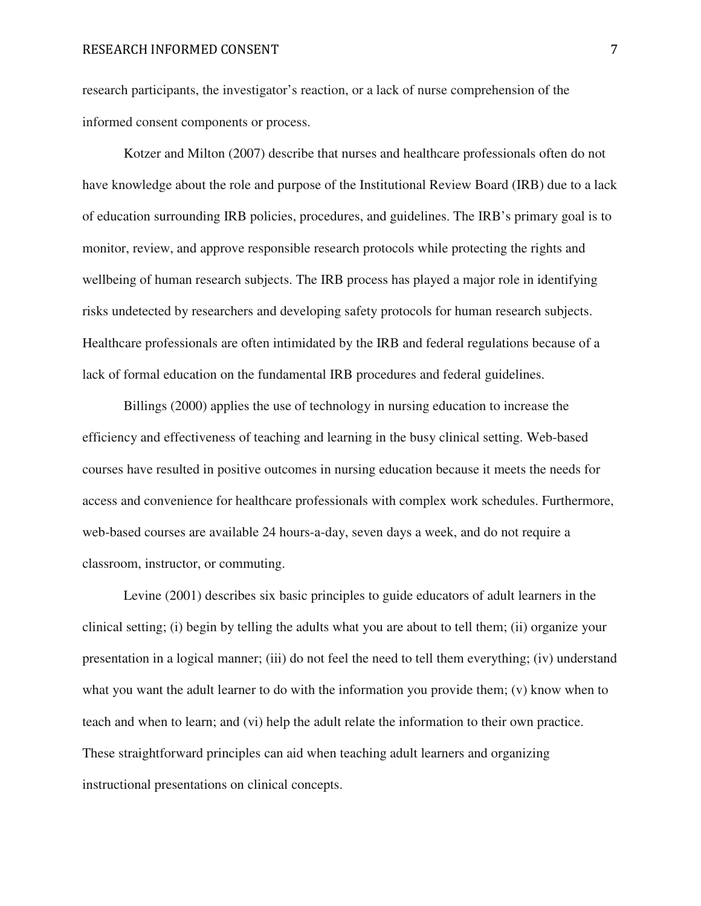research participants, the investigator's reaction, or a lack of nurse comprehension of the informed consent components or process.

Kotzer and Milton (2007) describe that nurses and healthcare professionals often do not have knowledge about the role and purpose of the Institutional Review Board (IRB) due to a lack of education surrounding IRB policies, procedures, and guidelines. The IRB's primary goal is to monitor, review, and approve responsible research protocols while protecting the rights and wellbeing of human research subjects. The IRB process has played a major role in identifying risks undetected by researchers and developing safety protocols for human research subjects. Healthcare professionals are often intimidated by the IRB and federal regulations because of a lack of formal education on the fundamental IRB procedures and federal guidelines.

Billings (2000) applies the use of technology in nursing education to increase the efficiency and effectiveness of teaching and learning in the busy clinical setting. Web-based courses have resulted in positive outcomes in nursing education because it meets the needs for access and convenience for healthcare professionals with complex work schedules. Furthermore, web-based courses are available 24 hours-a-day, seven days a week, and do not require a classroom, instructor, or commuting.

Levine (2001) describes six basic principles to guide educators of adult learners in the clinical setting; (i) begin by telling the adults what you are about to tell them; (ii) organize your presentation in a logical manner; (iii) do not feel the need to tell them everything; (iv) understand what you want the adult learner to do with the information you provide them; (v) know when to teach and when to learn; and (vi) help the adult relate the information to their own practice. These straightforward principles can aid when teaching adult learners and organizing instructional presentations on clinical concepts.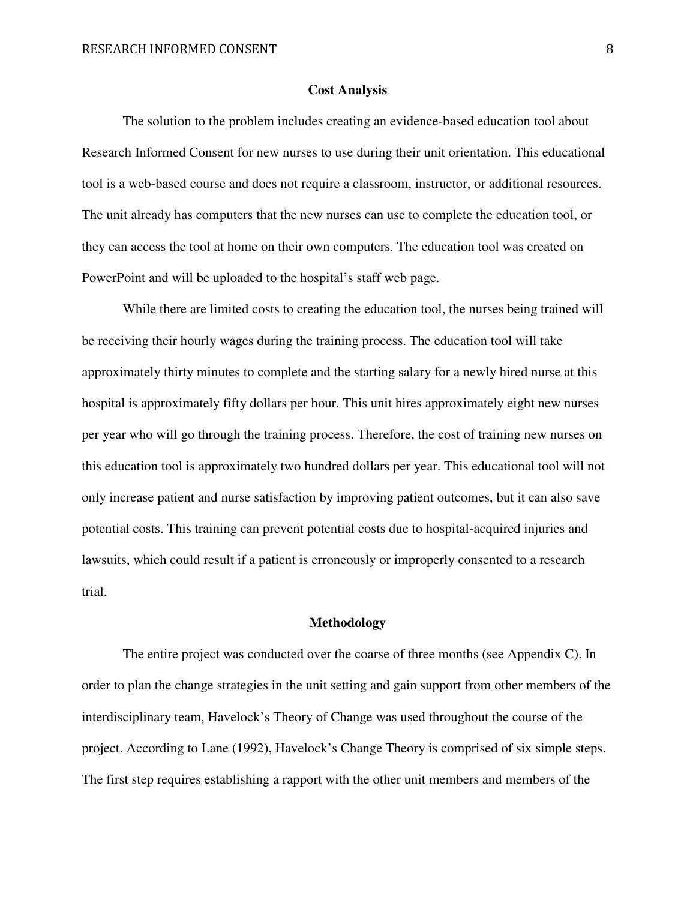## Cost Analysis

The solution to the problem includes creating an evidence-based education tool about Research Informed Consent for new nurses to use during their unit orientation. This educational tool is a web-based course and does not require a classroom, instructor, or additional resources. The unit already has computers that the new nurses can use to complete the education tool, or they can access the tool at home on their own computers. The education tool was created on PowerPoint and will be uploaded to the hospital's staff web page.

While there are limited costs to creating the education tool, the nurses being trained will be receiving their hourly wages during the training process. The education tool will take approximately thirty minutes to complete and the starting salary for a newly hired nurse at this hospital is approximately fifty dollars per hour. This unit hires approximately eight new nurses per year who will go through the training process. Therefore, the cost of training new nurses on this education tool is approximately two hundred dollars per year. This educational tool will not only increase patient and nurse satisfaction by improving patient outcomes, but it can also save potential costs. This training can prevent potential costs due to hospital-acquired injuries and lawsuits, which could result if a patient is erroneously or improperly consented to a research trial.

## Methodology

The entire project was conducted over the coarse of three months (see Appendix C). In order to plan the change strategies in the unit setting and gain support from other members of the interdisciplinary team, Havelock's Theory of Change was used throughout the course of the project. According to Lane (1992), Havelock's Change Theory is comprised of six simple steps. The first step requires establishing a rapport with the other unit members and members of the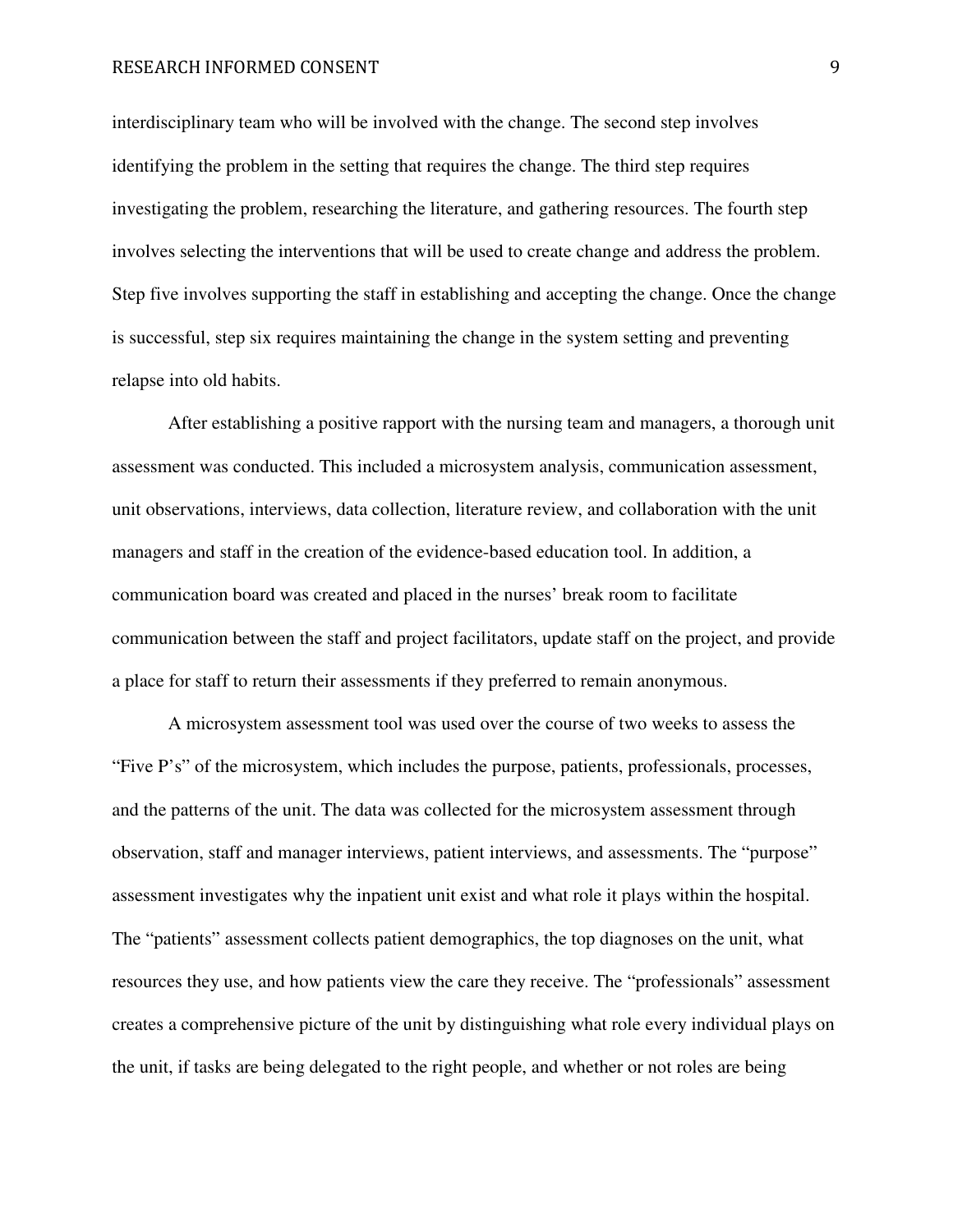interdisciplinary team who will be involved with the change. The second step involves identifying the problem in the setting that requires the change. The third step requires investigating the problem, researching the literature, and gathering resources. The fourth step involves selecting the interventions that will be used to create change and address the problem. Step five involves supporting the staff in establishing and accepting the change. Once the change is successful, step six requires maintaining the change in the system setting and preventing relapse into old habits.

After establishing a positive rapport with the nursing team and managers, a thorough unit assessment was conducted. This included a microsystem analysis, communication assessment, unit observations, interviews, data collection, literature review, and collaboration with the unit managers and staff in the creation of the evidence-based education tool. In addition, a communication board was created and placed in the nurses' break room to facilitate communication between the staff and project facilitators, update staff on the project, and provide a place for staff to return their assessments if they preferred to remain anonymous.

A microsystem assessment tool was used over the course of two weeks to assess the "Five P's" of the microsystem, which includes the purpose, patients, professionals, processes, and the patterns of the unit. The data was collected for the microsystem assessment through observation, staff and manager interviews, patient interviews, and assessments. The "purpose" assessment investigates why the inpatient unit exist and what role it plays within the hospital. The "patients" assessment collects patient demographics, the top diagnoses on the unit, what resources they use, and how patients view the care they receive. The "professionals" assessment creates a comprehensive picture of the unit by distinguishing what role every individual plays on the unit, if tasks are being delegated to the right people, and whether or not roles are being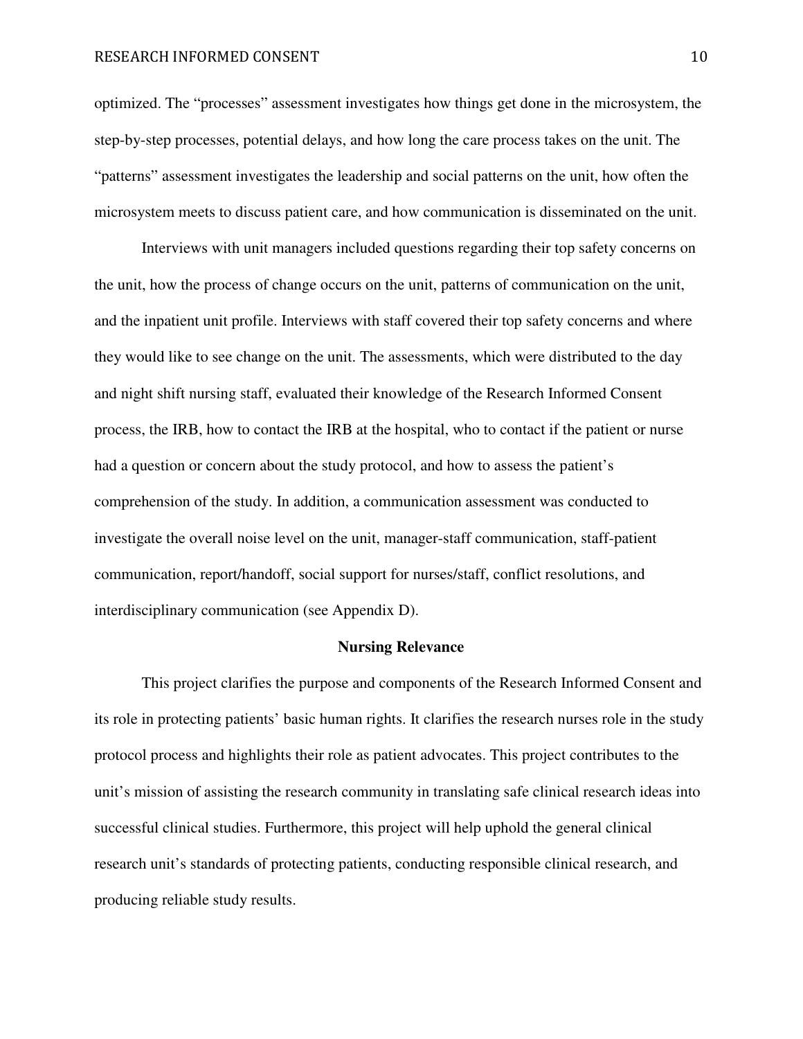optimized. The “processes” assessment investigates how things get done in the microsystem, the step-by-step processes, potential delays, and how long the care process takes on the unit. The “patterns” assessment investigates the leadership and social patterns on the unit, how often the microsystem meets to discuss patient care, and how communication is disseminated on the unit.

Interviews with unit managers included questions regarding their top safety concerns on the unit, how the process of change occurs on the unit, patterns of communication on the unit, and the inpatient unit profile. Interviews with staff covered their top safety concerns and where they would like to see change on the unit. The assessments, which were distributed to the day and night shift nursing staff, evaluated their knowledge of the Research Informed Consent process, the IRB, how to contact the IRB at the hospital, who to contact if the patient or nurse had a question or concern about the study protocol, and how to assess the patient’s comprehension of the study. In addition, a communication assessment was conducted to investigate the overall noise level on the unit, manager-staff communication, staff-patient communication, report/handoff, social support for nurses/staff, conflict resolutions, and interdisciplinary communication (see Appendix D).

## Nursing Relevance

This project clarifies the purpose and components of the Research Informed Consent and its role in protecting patients’ basic human rights. It clarifies the research nurses role in the study protocol process and highlights their role as patient advocates. This project contributes to the unit’s mission of assisting the research community in translating safe clinical research ideas into successful clinical studies. Furthermore, this project will help uphold the general clinical research unit’s standards of protecting patients, conducting responsible clinical research, and producing reliable study results.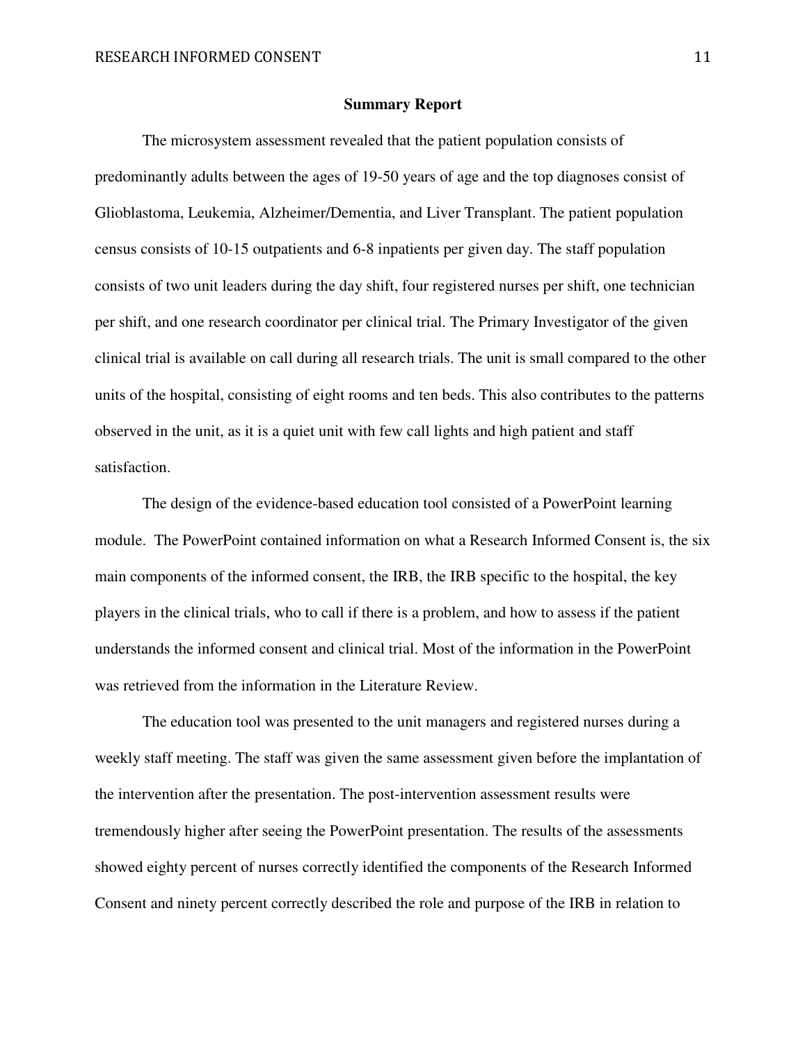## Summary Report

The microsystem assessment revealed that the patient population consists of predominantly adults between the ages of 19-50 years of age and the top diagnoses consist of Glioblastoma, Leukemia, Alzheimer/Dementia, and Liver Transplant. The patient population census consists of 10-15 outpatients and 6-8 inpatients per given day. The staff population consists of two unit leaders during the day shift, four registered nurses per shift, one technician per shift, and one research coordinator per clinical trial. The Primary Investigator of the given clinical trial is available on call during all research trials. The unit is small compared to the other units of the hospital, consisting of eight rooms and ten beds. This also contributes to the patterns observed in the unit, as it is a quiet unit with few call lights and high patient and staff satisfaction.

The design of the evidence-based education tool consisted of a PowerPoint learning module. The PowerPoint contained information on what a Research Informed Consent is, the six main components of the informed consent, the IRB, the IRB specific to the hospital, the key players in the clinical trials, who to call if there is a problem, and how to assess if the patient understands the informed consent and clinical trial. Most of the information in the PowerPoint was retrieved from the information in the Literature Review.

The education tool was presented to the unit managers and registered nurses during a weekly staff meeting. The staff was given the same assessment given before the implantation of the intervention after the presentation. The post-intervention assessment results were tremendously higher after seeing the PowerPoint presentation. The results of the assessments showed eighty percent of nurses correctly identified the components of the Research Informed Consent and ninety percent correctly described the role and purpose of the IRB in relation to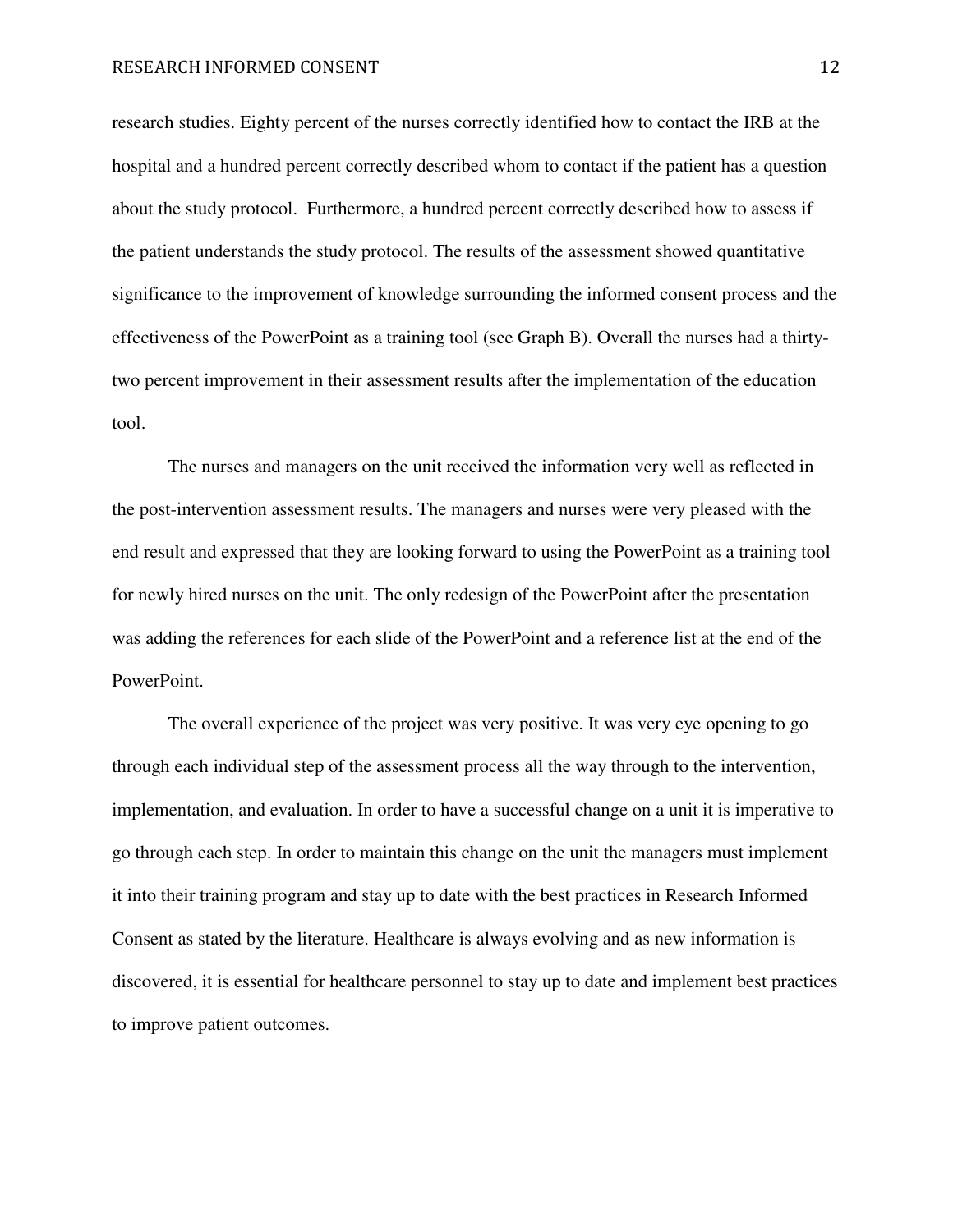research studies. Eighty percent of the nurses correctly identified how to contact the IRB at the hospital and a hundred percent correctly described whom to contact if the patient has a question about the study protocol. Furthermore, a hundred percent correctly described how to assess if the patient understands the study protocol. The results of the assessment showed quantitative significance to the improvement of knowledge surrounding the informed consent process and the effectiveness of the PowerPoint as a training tool (see Graph B). Overall the nurses had a thirty-two percent improvement in their assessment results after the implementation of the education tool.

The nurses and managers on the unit received the information very well as reflected in the post-intervention assessment results. The managers and nurses were very pleased with the end result and expressed that they are looking forward to using the PowerPoint as a training tool for newly hired nurses on the unit. The only redesign of the PowerPoint after the presentation was adding the references for each slide of the PowerPoint and a reference list at the end of the PowerPoint.

The overall experience of the project was very positive. It was very eye opening to go through each individual step of the assessment process all the way through to the intervention, implementation, and evaluation. In order to have a successful change on a unit it is imperative to go through each step. In order to maintain this change on the unit the managers must implement it into their training program and stay up to date with the best practices in Research Informed Consent as stated by the literature. Healthcare is always evolving and as new information is discovered, it is essential for healthcare personnel to stay up to date and implement best practices to improve patient outcomes.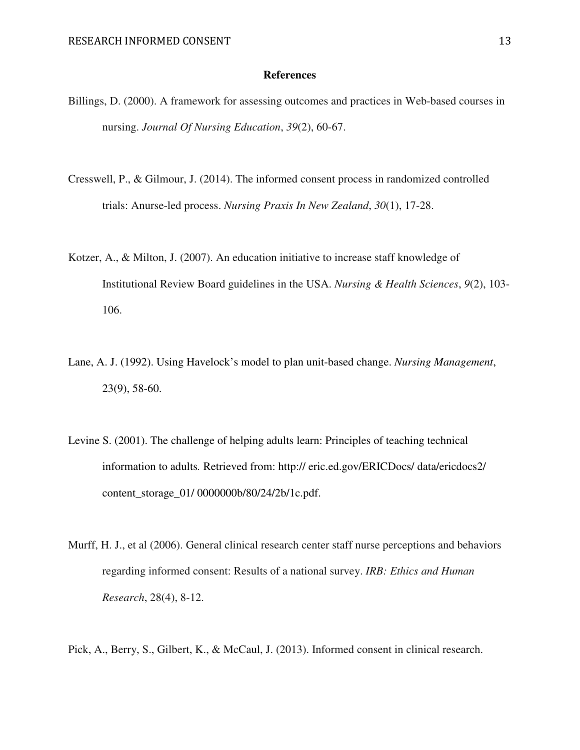# References

Billings, D. (2000). A framework for assessing outcomes and practices in Web-based courses in nursing. *Journal Of Nursing Education*, *39*(2), 60-67.

Cresswell, P., & Gilmour, J. (2014). The informed consent process in randomized controlled trials: Anurse-led process. *Nursing Praxis In New Zealand*, *30*(1), 17-28.

Kotzer, A., & Milton, J. (2007). An education initiative to increase staff knowledge of Institutional Review Board guidelines in the USA. *Nursing & Health Sciences*, *9*(2), 103-106.

Lane, A. J. (1992). Using Havelock's model to plan unit-based change. *Nursing Management*, 23(9), 58-60.

Levine S. (2001). The challenge of helping adults learn: Principles of teaching technical information to adults*.* Retrieved from: http:// eric.ed.gov/ERICDocs/ data/ericdocs2/ content_storage_01/ 0000000b/80/24/2b/1c.pdf.

Murff, H. J., et al (2006). General clinical research center staff nurse perceptions and behaviors regarding informed consent: Results of a national survey. *IRB: Ethics and Human Research*, 28(4), 8-12.

Pick, A., Berry, S., Gilbert, K., & McCaul, J. (2013). Informed consent in clinical research.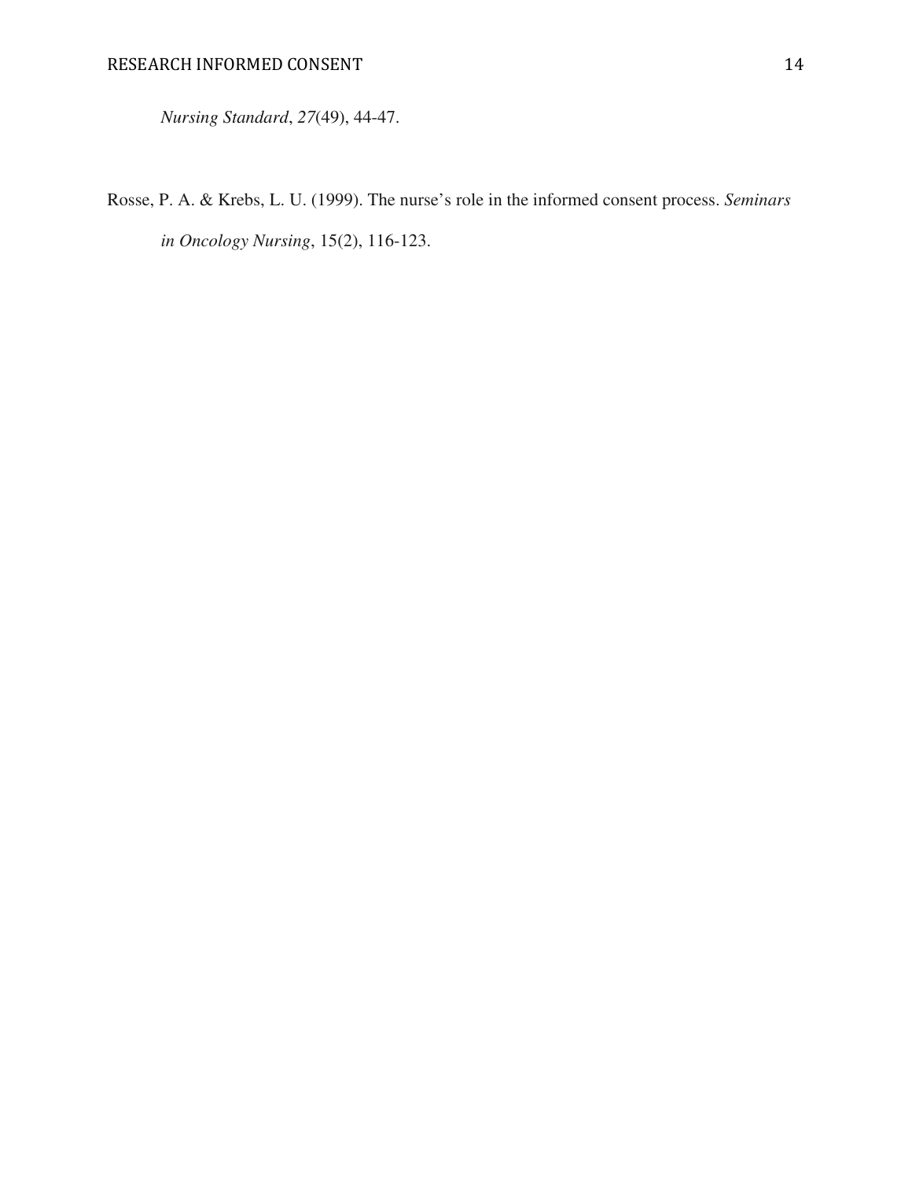*Nursing Standard*, *27*(49), 44-47.

Rosse, P. A. & Krebs, L. U. (1999). The nurse's role in the informed consent process. *Seminars in Oncology Nursing*, 15(2), 116-123.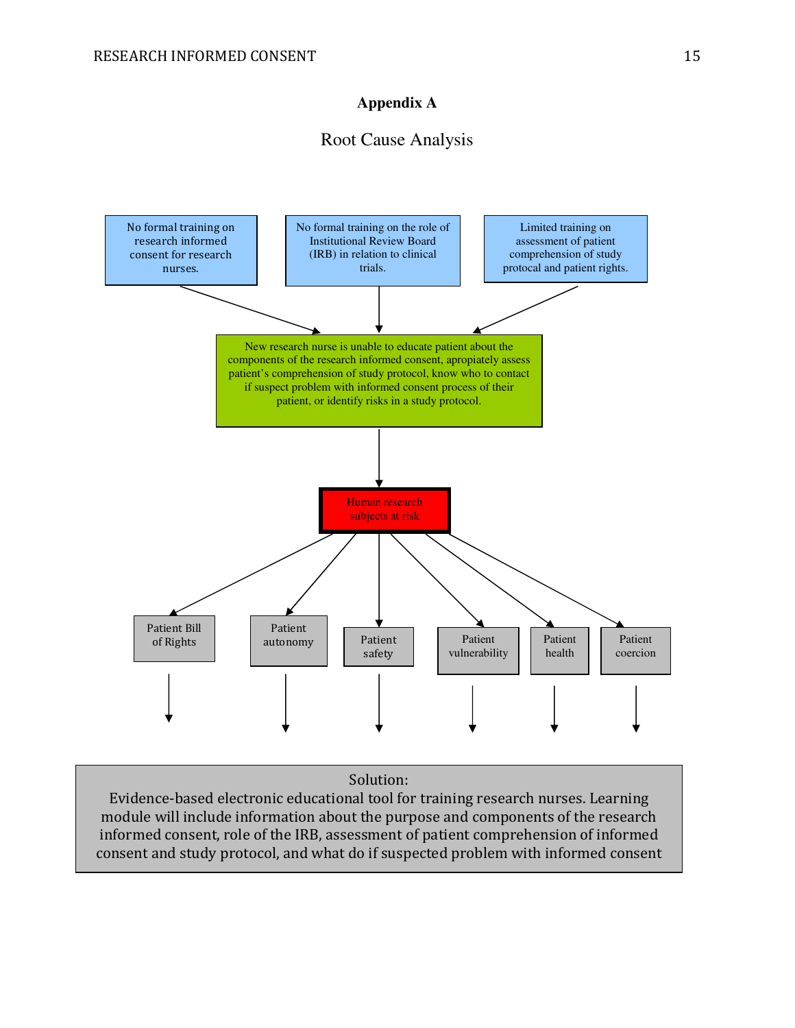# Appendix A

## Root Cause Analysis

No formal training on research informed consent for research nurses.

No formal training on the role of Institutional Review Board (IRB) in relation to clinical trials.

Limited training on assessment of patient comprehension of study protocal and patient rights.

New research nurse is unable to educate patient about the components of the research informed consent, apropiately assess patient's comprehension of study protocol, know who to contact if suspect problem with informed consent process of their patient, or identify risks in a study protocol.

Human research subjects at risk

- Patient Bill of Rights
- Patient autonomy
- Patient safety
- Patient vulnerability
- Patient health
- Patient coercion

Solution:
Evidence-based electronic educational tool for training research nurses. Learning module will include information about the purpose and components of the research informed consent, role of the IRB, assessment of patient comprehension of informed consent and study protocol, and what do if suspected problem with informed consent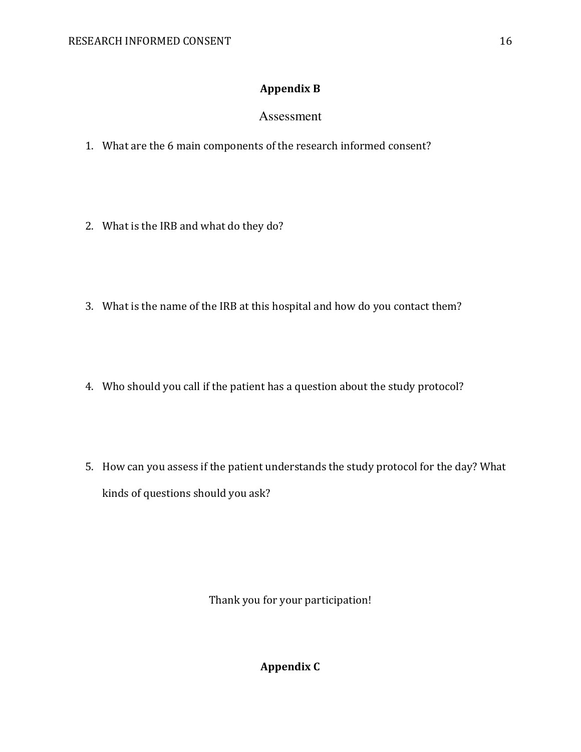## Appendix B

### Assessment

1. What are the 6 main components of the research informed consent?

2. What is the IRB and what do they do?

3. What is the name of the IRB at this hospital and how do you contact them?

4. Who should you call if the patient has a question about the study protocol?

5. How can you assess if the patient understands the study protocol for the day? What kinds of questions should you ask?

Thank you for your participation!

## Appendix C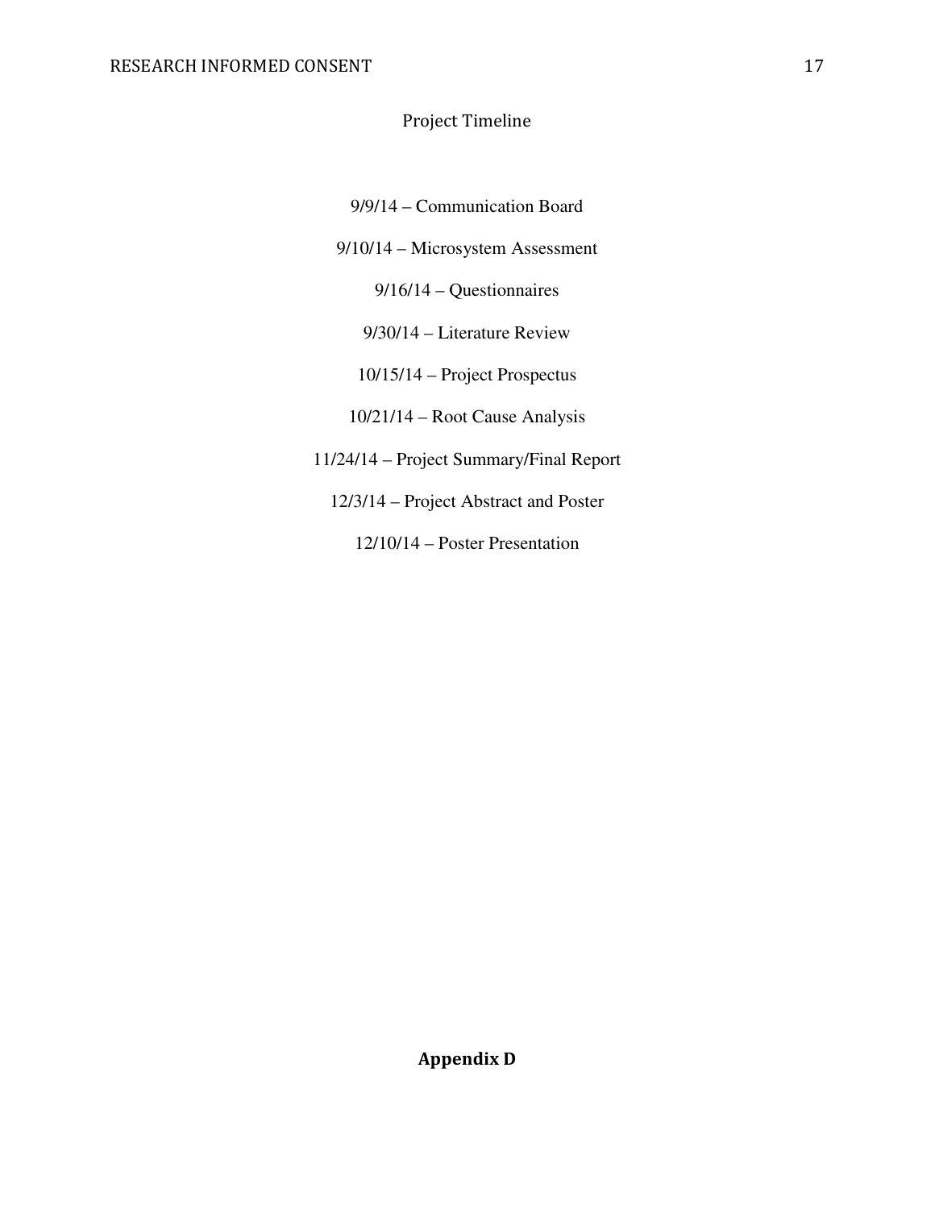## Project Timeline

9/9/14 – Communication Board

9/10/14 – Microsystem Assessment

9/16/14 – Questionnaires

9/30/14 – Literature Review

10/15/14 – Project Prospectus

10/21/14 – Root Cause Analysis

11/24/14 – Project Summary/Final Report

12/3/14 – Project Abstract and Poster

12/10/14 – Poster Presentation

**Appendix D**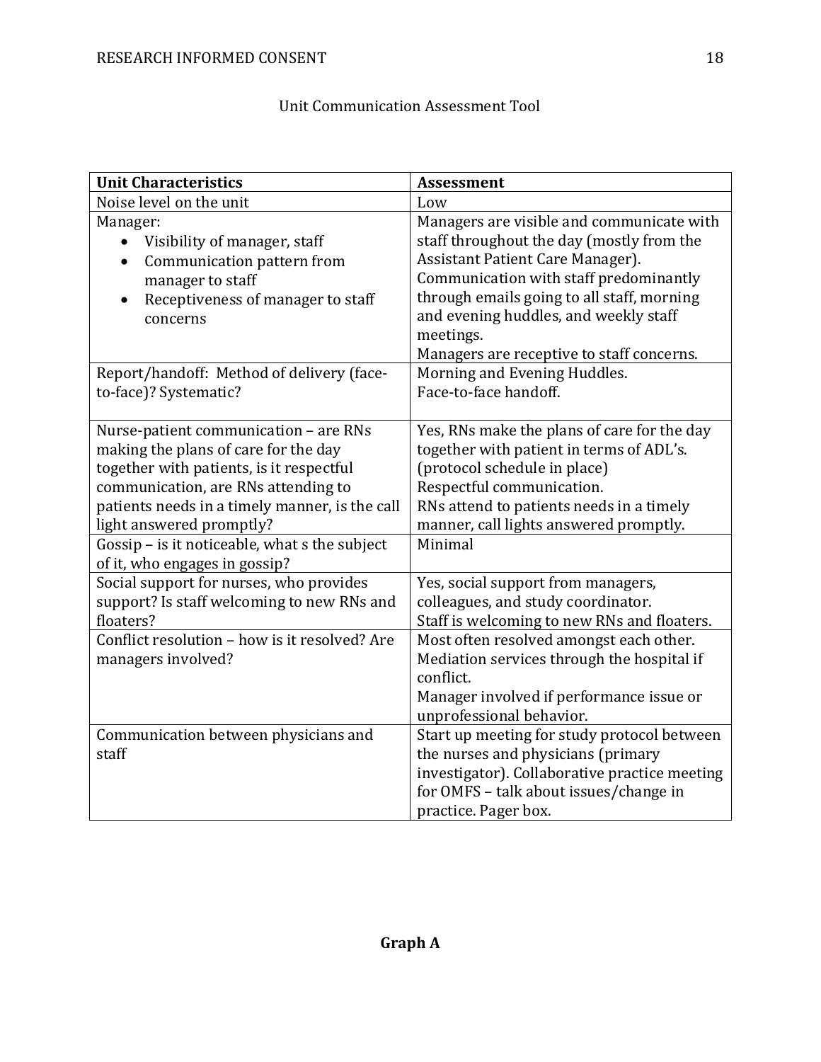Unit Communication Assessment Tool

| **Unit Characteristics** | **Assessment** |
|---|---|
| Noise level on the unit | Low |
| Manager:<br>• Visibility of manager, staff<br>• Communication pattern from manager to staff<br>• Receptiveness of manager to staff concerns | Managers are visible and communicate with staff throughout the day (mostly from the Assistant Patient Care Manager).<br>Communication with staff predominantly through emails going to all staff, morning and evening huddles, and weekly staff meetings.<br>Managers are receptive to staff concerns. |
| Report/handoff: Method of delivery (face-to-face)? Systematic? | Morning and Evening Huddles.<br>Face-to-face handoff. |
| Nurse-patient communication – are RNs making the plans of care for the day together with patients, is it respectful communication, are RNs attending to patients needs in a timely manner, is the call light answered promptly? | Yes, RNs make the plans of care for the day together with patient in terms of ADL's. (protocol schedule in place)<br>Respectful communication.<br>RNs attend to patients needs in a timely manner, call lights answered promptly. |
| Gossip – is it noticeable, what s the subject of it, who engages in gossip? | Minimal |
| Social support for nurses, who provides support? Is staff welcoming to new RNs and floaters? | Yes, social support from managers, colleagues, and study coordinator.<br>Staff is welcoming to new RNs and floaters. |
| Conflict resolution – how is it resolved? Are managers involved? | Most often resolved amongst each other.<br>Mediation services through the hospital if conflict.<br>Manager involved if performance issue or unprofessional behavior. |
| Communication between physicians and staff | Start up meeting for study protocol between the nurses and physicians (primary investigator). Collaborative practice meeting for OMFS – talk about issues/change in practice. Pager box. |

**Graph A**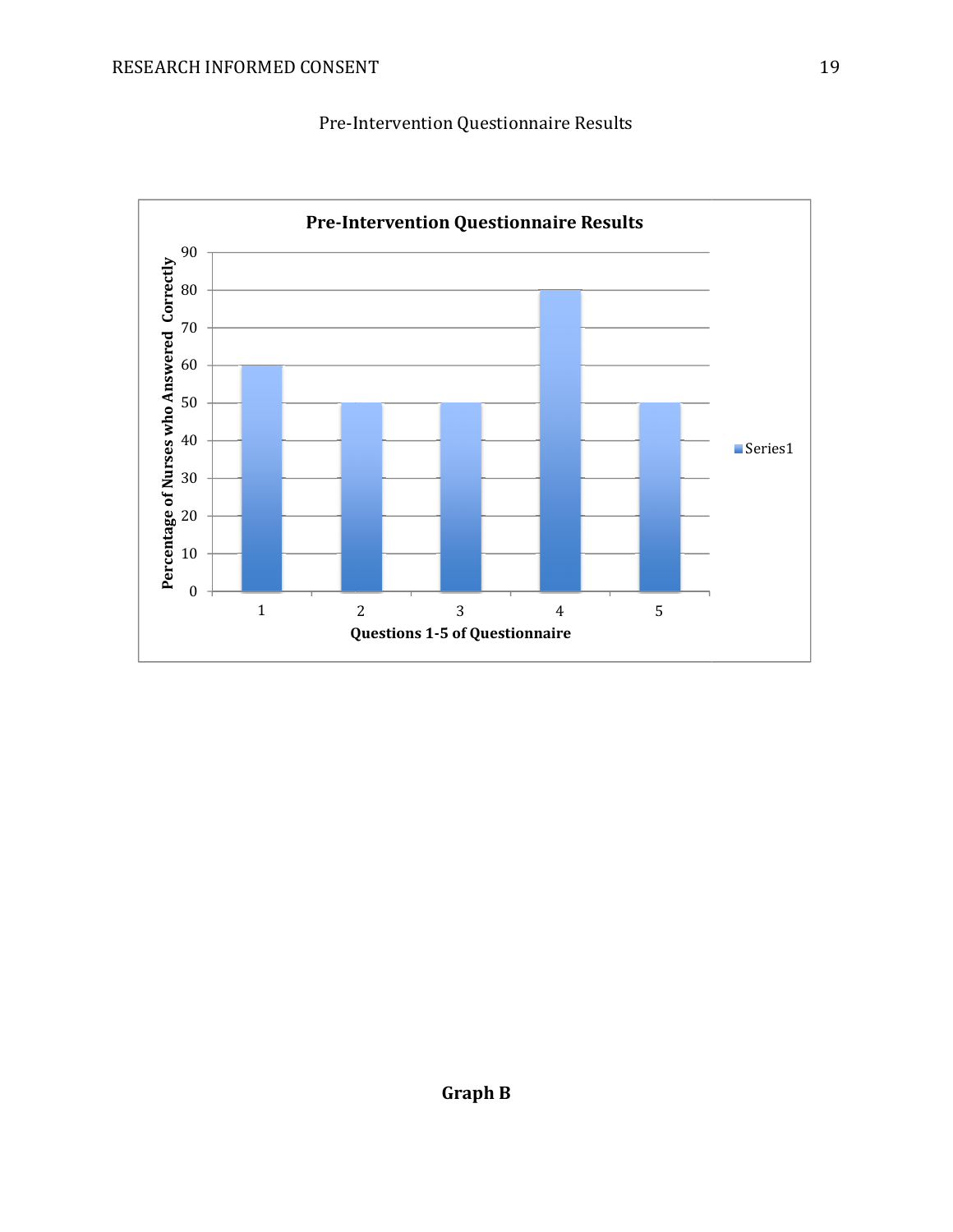Pre-Intervention Questionnaire Results

**Pre-Intervention Questionnaire Results**

| Questions 1-5 of Questionnaire | Percentage of Nurses who Answered Correctly (Series1) |
|---|---|
| 1 | 60 |
| 2 | 50 |
| 3 | 50 |
| 4 | 80 |
| 5 | 50 |

**Graph B**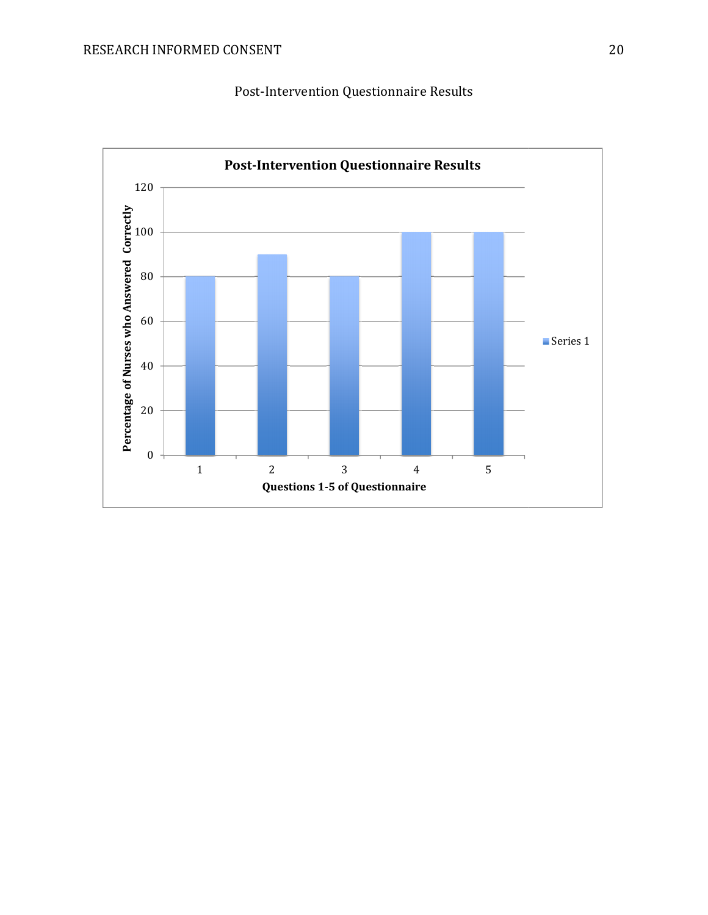Post-Intervention Questionnaire Results

Post-Intervention Questionnaire Results

120
100
80
60
40
20
0

Percentage of Nurses who Answered Correctly

1
2
3
4
5

Questions 1-5 of Questionnaire

Series 1